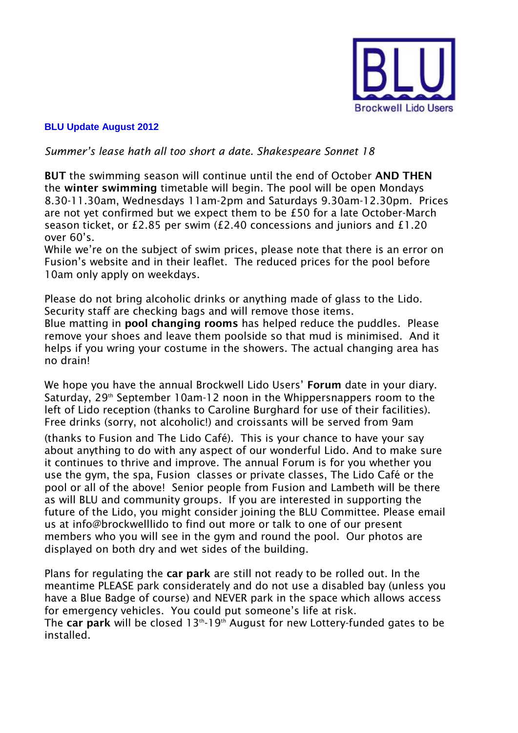BLU

Brockwell Lido Users

**BLU Update August 2012**

*Summer's lease hath all too short a date. Shakespeare Sonnet 18*

**BUT** the swimming season will continue until the end of October **AND THEN** the **winter swimming** timetable will begin. The pool will be open Mondays 8.30-11.30am, Wednesdays 11am-2pm and Saturdays 9.30am-12.30pm. Prices are not yet confirmed but we expect them to be £50 for a late October-March season ticket, or £2.85 per swim (£2.40 concessions and juniors and £1.20 over 60's.
While we're on the subject of swim prices, please note that there is an error on Fusion's website and in their leaflet. The reduced prices for the pool before 10am only apply on weekdays.

Please do not bring alcoholic drinks or anything made of glass to the Lido. Security staff are checking bags and will remove those items.
Blue matting in **pool changing rooms** has helped reduce the puddles. Please remove your shoes and leave them poolside so that mud is minimised. And it helps if you wring your costume in the showers. The actual changing area has no drain!

We hope you have the annual Brockwell Lido Users' **Forum** date in your diary. Saturday, 29th September 10am-12 noon in the Whippersnappers room to the left of Lido reception (thanks to Caroline Burghard for use of their facilities). Free drinks (sorry, not alcoholic!) and croissants will be served from 9am (thanks to Fusion and The Lido Café). This is your chance to have your say about anything to do with any aspect of our wonderful Lido. And to make sure it continues to thrive and improve. The annual Forum is for you whether you use the gym, the spa, Fusion classes or private classes, The Lido Café or the pool or all of the above! Senior people from Fusion and Lambeth will be there as will BLU and community groups. If you are interested in supporting the future of the Lido, you might consider joining the BLU Committee. Please email us at info@brockwelllido to find out more or talk to one of our present members who you will see in the gym and round the pool. Our photos are displayed on both dry and wet sides of the building.

Plans for regulating the **car park** are still not ready to be rolled out. In the meantime PLEASE park considerately and do not use a disabled bay (unless you have a Blue Badge of course) and NEVER park in the space which allows access for emergency vehicles. You could put someone's life at risk.
The **car park** will be closed 13th-19th August for new Lottery-funded gates to be installed.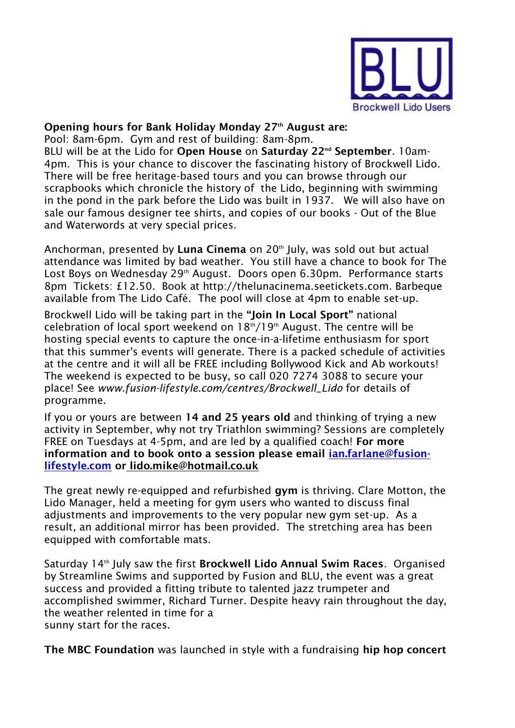**Opening hours for Bank Holiday Monday 27th August are:**
Pool: 8am-6pm. Gym and rest of building: 8am-8pm.
BLU will be at the Lido for **Open House** on **Saturday 22nd September**. 10am-4pm. This is your chance to discover the fascinating history of Brockwell Lido. There will be free heritage-based tours and you can browse through our scrapbooks which chronicle the history of the Lido, beginning with swimming in the pond in the park before the Lido was built in 1937. We will also have on sale our famous designer tee shirts, and copies of our books - Out of the Blue and Waterwords at very special prices.

Anchorman, presented by **Luna Cinema** on 20th July, was sold out but actual attendance was limited by bad weather. You still have a chance to book for The Lost Boys on Wednesday 29th August. Doors open 6.30pm. Performance starts 8pm Tickets: £12.50. Book at http://thelunacinema.seetickets.com. Barbeque available from The Lido Café. The pool will close at 4pm to enable set-up.

Brockwell Lido will be taking part in the **"Join In Local Sport"** national celebration of local sport weekend on 18th/19th August. The centre will be hosting special events to capture the once-in-a-lifetime enthusiasm for sport that this summer's events will generate. There is a packed schedule of activities at the centre and it will all be FREE including Bollywood Kick and Ab workouts! The weekend is expected to be busy, so call 020 7274 3088 to secure your place! See *www.fusion-lifestyle.com/centres/Brockwell_Lido* for details of programme.

If you or yours are between **14 and 25 years old** and thinking of trying a new activity in September, why not try Triathlon swimming? Sessions are completely FREE on Tuesdays at 4-5pm, and are led by a qualified coach! **For more information and to book onto a session please email ian.farlane@fusion-lifestyle.com or lido.mike@hotmail.co.uk**

The great newly re-equipped and refurbished **gym** is thriving. Clare Motton, the Lido Manager, held a meeting for gym users who wanted to discuss final adjustments and improvements to the very popular new gym set-up. As a result, an additional mirror has been provided. The stretching area has been equipped with comfortable mats.

Saturday 14th July saw the first **Brockwell Lido Annual Swim Races**. Organised by Streamline Swims and supported by Fusion and BLU, the event was a great success and provided a fitting tribute to talented jazz trumpeter and accomplished swimmer, Richard Turner. Despite heavy rain throughout the day, the weather relented in time for a sunny start for the races.

**The MBC Foundation** was launched in style with a fundraising **hip hop concert**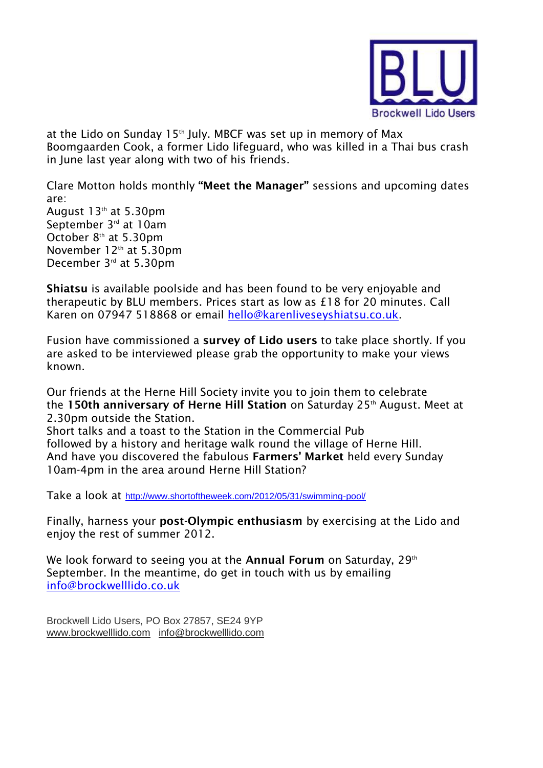at the Lido on Sunday 15th July. MBCF was set up in memory of Max Boomgaarden Cook, a former Lido lifeguard, who was killed in a Thai bus crash in June last year along with two of his friends.

Clare Motton holds monthly **"Meet the Manager"** sessions and upcoming dates are:
August 13th at 5.30pm
September 3rd at 10am
October 8th at 5.30pm
November 12th at 5.30pm
December 3rd at 5.30pm

**Shiatsu** is available poolside and has been found to be very enjoyable and therapeutic by BLU members. Prices start as low as £18 for 20 minutes. Call Karen on 07947 518868 or email hello@karenliveseyshiatsu.co.uk.

Fusion have commissioned a **survey of Lido users** to take place shortly. If you are asked to be interviewed please grab the opportunity to make your views known.

Our friends at the Herne Hill Society invite you to join them to celebrate the **150th anniversary of Herne Hill Station** on Saturday 25th August. Meet at 2.30pm outside the Station.
Short talks and a toast to the Station in the Commercial Pub followed by a history and heritage walk round the village of Herne Hill.
And have you discovered the fabulous **Farmers' Market** held every Sunday 10am-4pm in the area around Herne Hill Station?

Take a look at http://www.shortoftheweek.com/2012/05/31/swimming-pool/

Finally, harness your **post-Olympic enthusiasm** by exercising at the Lido and enjoy the rest of summer 2012.

We look forward to seeing you at the **Annual Forum** on Saturday, 29th September. In the meantime, do get in touch with us by emailing info@brockwelllido.co.uk

Brockwell Lido Users, PO Box 27857, SE24 9YP
www.brockwelllido.com info@brockwelllido.com